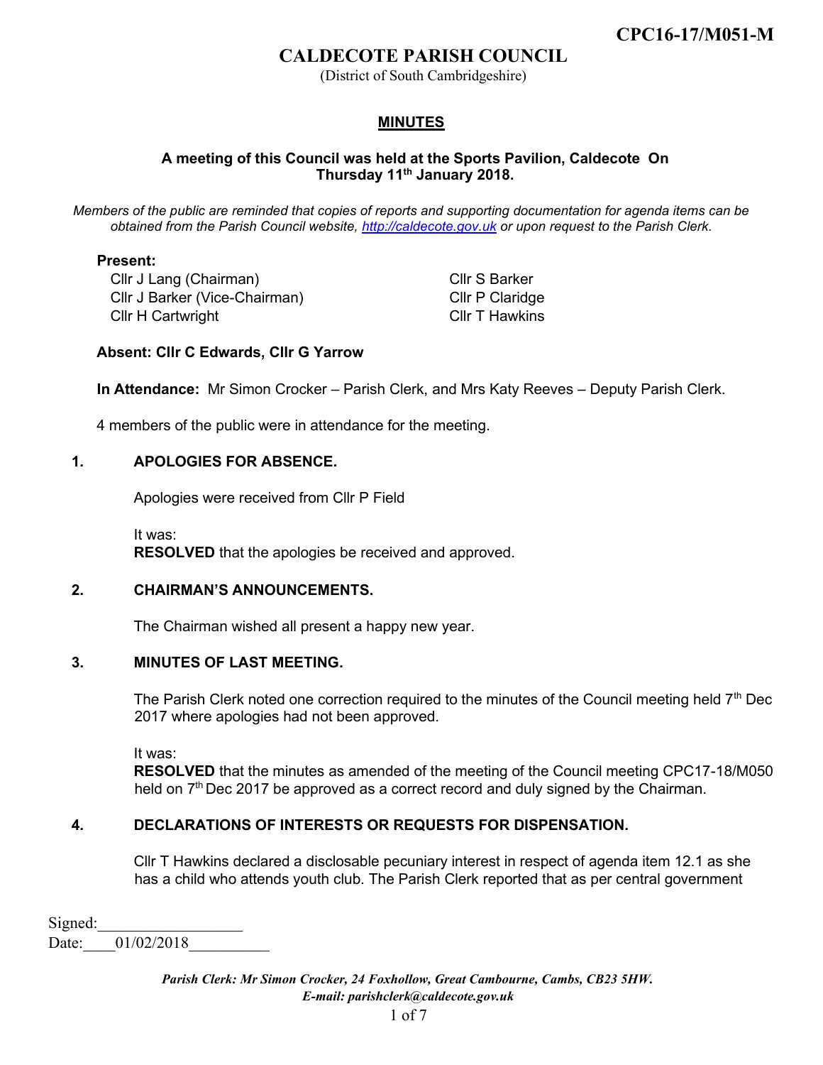CPC16-17/M051-M

# CALDECOTE PARISH COUNCIL

(District of South Cambridgeshire)

## MINUTES

**A meeting of this Council was held at the Sports Pavilion, Caldecote On Thursday 11th January 2018.**

*Members of the public are reminded that copies of reports and supporting documentation for agenda items can be obtained from the Parish Council website, http://caldecote.gov.uk or upon request to the Parish Clerk.*

**Present:**

Cllr J Lang (Chairman)
Cllr J Barker (Vice-Chairman)
Cllr H Cartwright
Cllr S Barker
Cllr P Claridge
Cllr T Hawkins

**Absent: Cllr C Edwards, Cllr G Yarrow**

**In Attendance:** Mr Simon Crocker – Parish Clerk, and Mrs Katy Reeves – Deputy Parish Clerk.

4 members of the public were in attendance for the meeting.

### 1. APOLOGIES FOR ABSENCE.

Apologies were received from Cllr P Field

It was:
**RESOLVED** that the apologies be received and approved.

### 2. CHAIRMAN'S ANNOUNCEMENTS.

The Chairman wished all present a happy new year.

### 3. MINUTES OF LAST MEETING.

The Parish Clerk noted one correction required to the minutes of the Council meeting held 7th Dec 2017 where apologies had not been approved.

It was:
**RESOLVED** that the minutes as amended of the meeting of the Council meeting CPC17-18/M050 held on 7th Dec 2017 be approved as a correct record and duly signed by the Chairman.

### 4. DECLARATIONS OF INTERESTS OR REQUESTS FOR DISPENSATION.

Cllr T Hawkins declared a disclosable pecuniary interest in respect of agenda item 12.1 as she has a child who attends youth club. The Parish Clerk reported that as per central government

Signed:\_\_\_\_\_\_\_\_\_\_\_\_\_\_\_\_\_\_
Date:\_\_\_\_01/02/2018\_\_\_\_\_\_\_\_\_\_

*Parish Clerk: Mr Simon Crocker, 24 Foxhollow, Great Cambourne, Cambs, CB23 5HW.*
*E-mail: parishclerk@caldecote.gov.uk*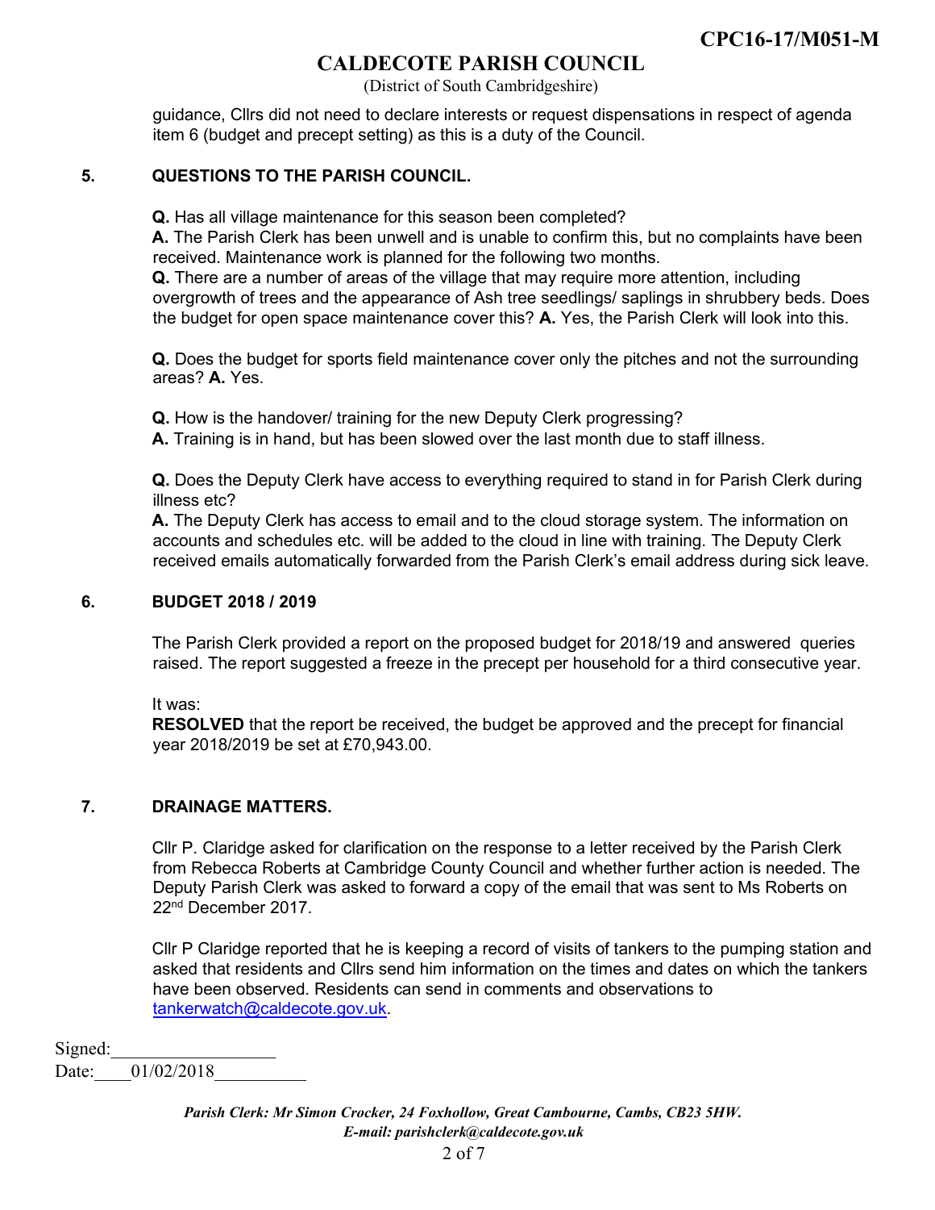guidance, Cllrs did not need to declare interests or request dispensations in respect of agenda item 6 (budget and precept setting) as this is a duty of the Council.

## 5. QUESTIONS TO THE PARISH COUNCIL.

**Q.** Has all village maintenance for this season been completed?
**A.** The Parish Clerk has been unwell and is unable to confirm this, but no complaints have been received. Maintenance work is planned for the following two months.
**Q.** There are a number of areas of the village that may require more attention, including overgrowth of trees and the appearance of Ash tree seedlings/ saplings in shrubbery beds. Does the budget for open space maintenance cover this? **A.** Yes, the Parish Clerk will look into this.

**Q.** Does the budget for sports field maintenance cover only the pitches and not the surrounding areas? **A.** Yes.

**Q.** How is the handover/ training for the new Deputy Clerk progressing?
**A.** Training is in hand, but has been slowed over the last month due to staff illness.

**Q.** Does the Deputy Clerk have access to everything required to stand in for Parish Clerk during illness etc?
**A.** The Deputy Clerk has access to email and to the cloud storage system. The information on accounts and schedules etc. will be added to the cloud in line with training. The Deputy Clerk received emails automatically forwarded from the Parish Clerk's email address during sick leave.

## 6. BUDGET 2018 / 2019

The Parish Clerk provided a report on the proposed budget for 2018/19 and answered queries raised. The report suggested a freeze in the precept per household for a third consecutive year.

It was:
**RESOLVED** that the report be received, the budget be approved and the precept for financial year 2018/2019 be set at £70,943.00.

## 7. DRAINAGE MATTERS.

Cllr P. Claridge asked for clarification on the response to a letter received by the Parish Clerk from Rebecca Roberts at Cambridge County Council and whether further action is needed. The Deputy Parish Clerk was asked to forward a copy of the email that was sent to Ms Roberts on 22nd December 2017.

Cllr P Claridge reported that he is keeping a record of visits of tankers to the pumping station and asked that residents and Cllrs send him information on the times and dates on which the tankers have been observed. Residents can send in comments and observations to tankerwatch@caldecote.gov.uk.

Signed:__________________
Date:____01/02/2018__________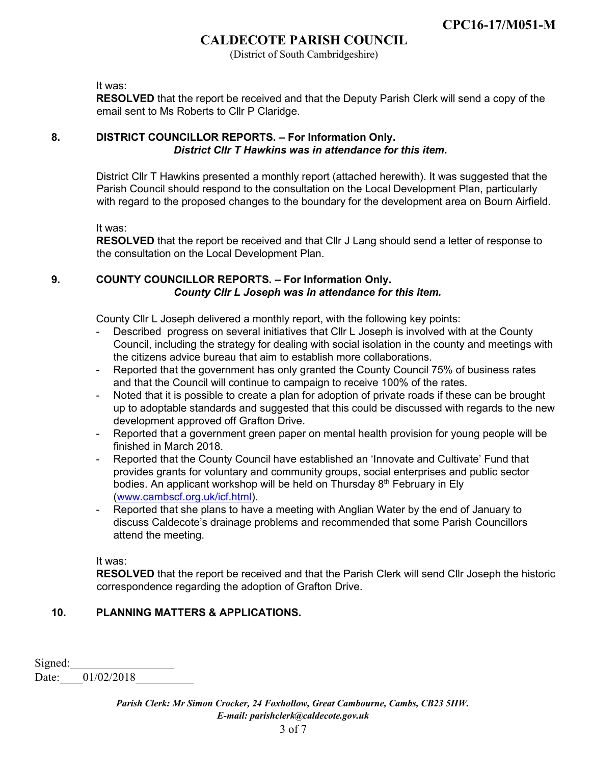It was:
**RESOLVED** that the report be received and that the Deputy Parish Clerk will send a copy of the email sent to Ms Roberts to Cllr P Claridge.

## 8. DISTRICT COUNCILLOR REPORTS. – For Information Only.

***District Cllr T Hawkins was in attendance for this item.***

District Cllr T Hawkins presented a monthly report (attached herewith). It was suggested that the Parish Council should respond to the consultation on the Local Development Plan, particularly with regard to the proposed changes to the boundary for the development area on Bourn Airfield.

It was:
**RESOLVED** that the report be received and that Cllr J Lang should send a letter of response to the consultation on the Local Development Plan.

## 9. COUNTY COUNCILLOR REPORTS. – For Information Only.

***County Cllr L Joseph was in attendance for this item.***

County Cllr L Joseph delivered a monthly report, with the following key points:

- Described progress on several initiatives that Cllr L Joseph is involved with at the County Council, including the strategy for dealing with social isolation in the county and meetings with the citizens advice bureau that aim to establish more collaborations.
- Reported that the government has only granted the County Council 75% of business rates and that the Council will continue to campaign to receive 100% of the rates.
- Noted that it is possible to create a plan for adoption of private roads if these can be brought up to adoptable standards and suggested that this could be discussed with regards to the new development approved off Grafton Drive.
- Reported that a government green paper on mental health provision for young people will be finished in March 2018.
- Reported that the County Council have established an 'Innovate and Cultivate' Fund that provides grants for voluntary and community groups, social enterprises and public sector bodies. An applicant workshop will be held on Thursday 8th February in Ely (www.cambscf.org.uk/icf.html).
- Reported that she plans to have a meeting with Anglian Water by the end of January to discuss Caldecote's drainage problems and recommended that some Parish Councillors attend the meeting.

It was:
**RESOLVED** that the report be received and that the Parish Clerk will send Cllr Joseph the historic correspondence regarding the adoption of Grafton Drive.

## 10. PLANNING MATTERS & APPLICATIONS.

Signed:__________________
Date:____01/02/2018__________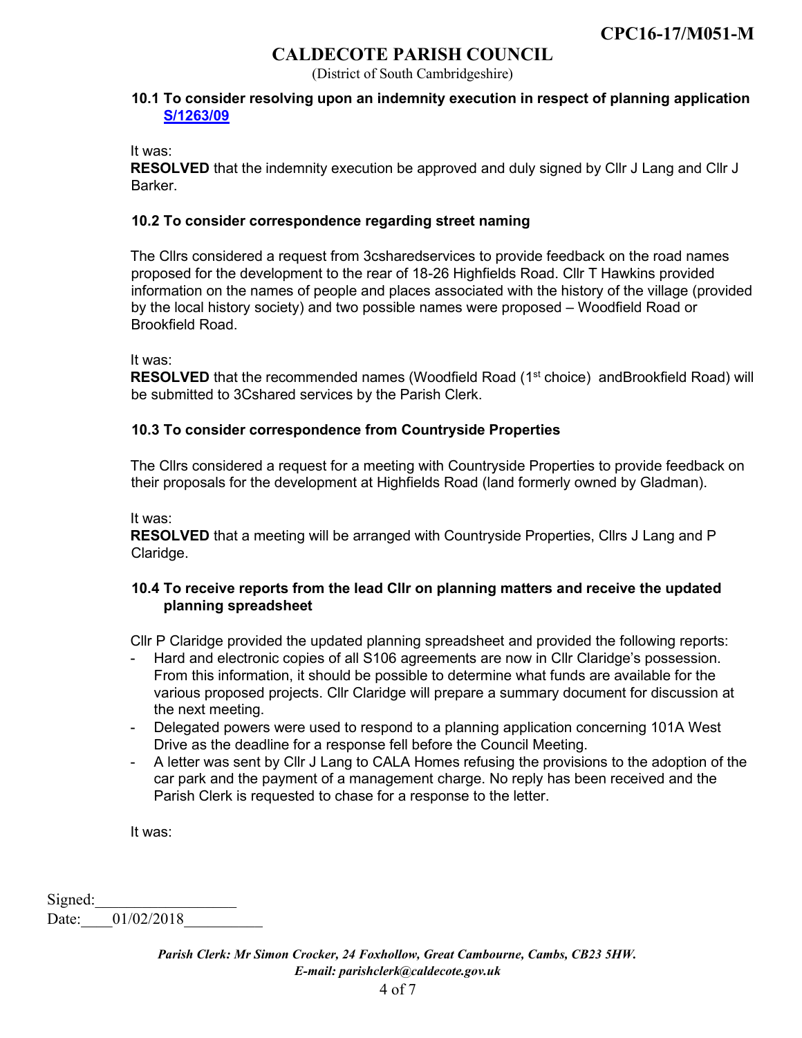### 10.1 To consider resolving upon an indemnity execution in respect of planning application S/1263/09

It was:
**RESOLVED** that the indemnity execution be approved and duly signed by Cllr J Lang and Cllr J Barker.

### 10.2 To consider correspondence regarding street naming

The Cllrs considered a request from 3csharedservices to provide feedback on the road names proposed for the development to the rear of 18-26 Highfields Road. Cllr T Hawkins provided information on the names of people and places associated with the history of the village (provided by the local history society) and two possible names were proposed – Woodfield Road or Brookfield Road.

It was:
**RESOLVED** that the recommended names (Woodfield Road (1st choice) andBrookfield Road) will be submitted to 3Cshared services by the Parish Clerk.

### 10.3 To consider correspondence from Countryside Properties

The Cllrs considered a request for a meeting with Countryside Properties to provide feedback on their proposals for the development at Highfields Road (land formerly owned by Gladman).

It was:
**RESOLVED** that a meeting will be arranged with Countryside Properties, Cllrs J Lang and P Claridge.

### 10.4 To receive reports from the lead Cllr on planning matters and receive the updated planning spreadsheet

Cllr P Claridge provided the updated planning spreadsheet and provided the following reports:

- Hard and electronic copies of all S106 agreements are now in Cllr Claridge's possession. From this information, it should be possible to determine what funds are available for the various proposed projects. Cllr Claridge will prepare a summary document for discussion at the next meeting.
- Delegated powers were used to respond to a planning application concerning 101A West Drive as the deadline for a response fell before the Council Meeting.
- A letter was sent by Cllr J Lang to CALA Homes refusing the provisions to the adoption of the car park and the payment of a management charge. No reply has been received and the Parish Clerk is requested to chase for a response to the letter.

It was:

Signed:\_\_\_\_\_\_\_\_\_\_\_\_\_\_\_\_\_\_
Date:\_\_\_\_01/02/2018\_\_\_\_\_\_\_\_\_\_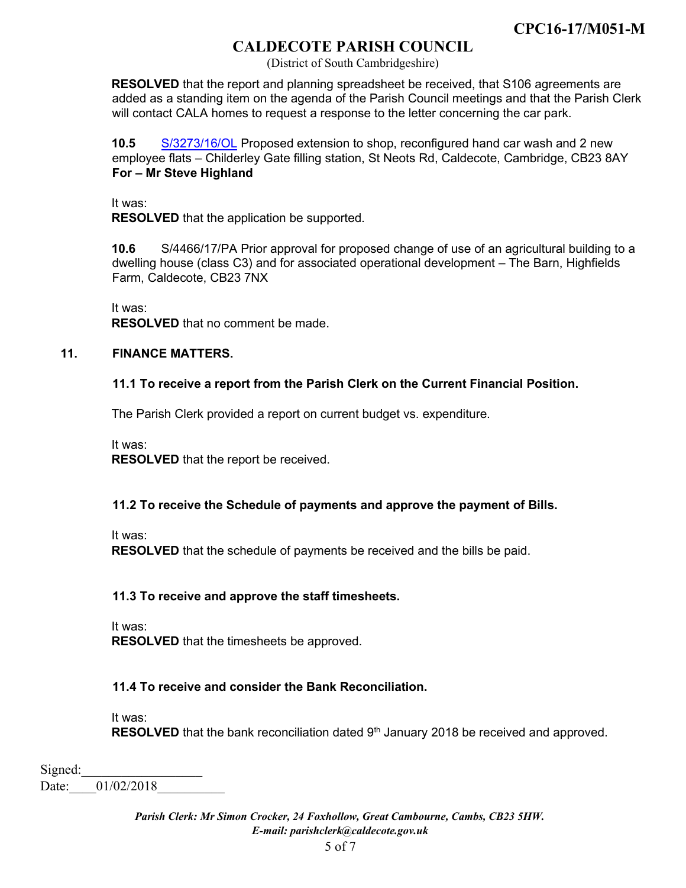**RESOLVED** that the report and planning spreadsheet be received, that S106 agreements are added as a standing item on the agenda of the Parish Council meetings and that the Parish Clerk will contact CALA homes to request a response to the letter concerning the car park.

**10.5** S/3273/16/OL Proposed extension to shop, reconfigured hand car wash and 2 new employee flats – Childerley Gate filling station, St Neots Rd, Caldecote, Cambridge, CB23 8AY **For – Mr Steve Highland**

It was:
**RESOLVED** that the application be supported.

**10.6** S/4466/17/PA Prior approval for proposed change of use of an agricultural building to a dwelling house (class C3) and for associated operational development – The Barn, Highfields Farm, Caldecote, CB23 7NX

It was:
**RESOLVED** that no comment be made.

## 11. FINANCE MATTERS.

### 11.1 To receive a report from the Parish Clerk on the Current Financial Position.

The Parish Clerk provided a report on current budget vs. expenditure.

It was:
**RESOLVED** that the report be received.

### 11.2 To receive the Schedule of payments and approve the payment of Bills.

It was:
**RESOLVED** that the schedule of payments be received and the bills be paid.

### 11.3 To receive and approve the staff timesheets.

It was:
**RESOLVED** that the timesheets be approved.

### 11.4 To receive and consider the Bank Reconciliation.

It was:
**RESOLVED** that the bank reconciliation dated 9th January 2018 be received and approved.

Signed:__________________
Date:____01/02/2018__________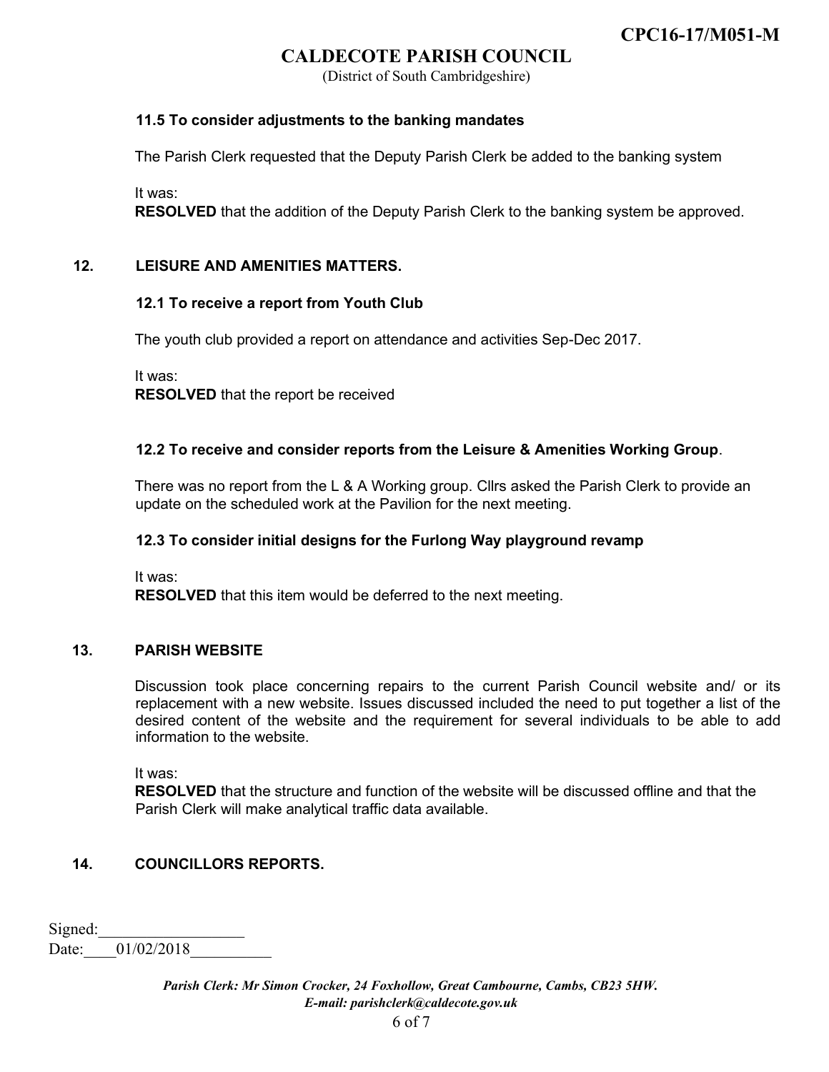#### 11.5 To consider adjustments to the banking mandates

The Parish Clerk requested that the Deputy Parish Clerk be added to the banking system

It was:
**RESOLVED** that the addition of the Deputy Parish Clerk to the banking system be approved.

## 12. LEISURE AND AMENITIES MATTERS.

#### 12.1 To receive a report from Youth Club

The youth club provided a report on attendance and activities Sep-Dec 2017.

It was:
**RESOLVED** that the report be received

#### 12.2 To receive and consider reports from the Leisure & Amenities Working Group.

There was no report from the L & A Working group. Cllrs asked the Parish Clerk to provide an update on the scheduled work at the Pavilion for the next meeting.

#### 12.3 To consider initial designs for the Furlong Way playground revamp

It was:
**RESOLVED** that this item would be deferred to the next meeting.

## 13. PARISH WEBSITE

Discussion took place concerning repairs to the current Parish Council website and/ or its replacement with a new website. Issues discussed included the need to put together a list of the desired content of the website and the requirement for several individuals to be able to add information to the website.

It was:
**RESOLVED** that the structure and function of the website will be discussed offline and that the Parish Clerk will make analytical traffic data available.

## 14. COUNCILLORS REPORTS.

Signed:__________________
Date:____01/02/2018__________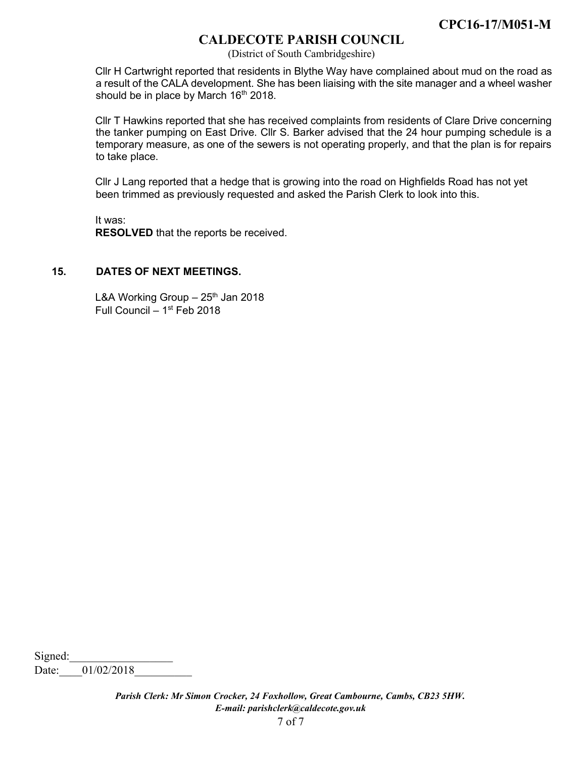Cllr H Cartwright reported that residents in Blythe Way have complained about mud on the road as a result of the CALA development. She has been liaising with the site manager and a wheel washer should be in place by March 16th 2018.

Cllr T Hawkins reported that she has received complaints from residents of Clare Drive concerning the tanker pumping on East Drive. Cllr S. Barker advised that the 24 hour pumping schedule is a temporary measure, as one of the sewers is not operating properly, and that the plan is for repairs to take place.

Cllr J Lang reported that a hedge that is growing into the road on Highfields Road has not yet been trimmed as previously requested and asked the Parish Clerk to look into this.

It was:
**RESOLVED** that the reports be received.

## 15. DATES OF NEXT MEETINGS.

L&A Working Group – 25th Jan 2018
Full Council – 1st Feb 2018

Signed:__________________
Date:____01/02/2018__________

***Parish Clerk: Mr Simon Crocker, 24 Foxhollow, Great Cambourne, Cambs, CB23 5HW.***
***E-mail: parishclerk@caldecote.gov.uk***